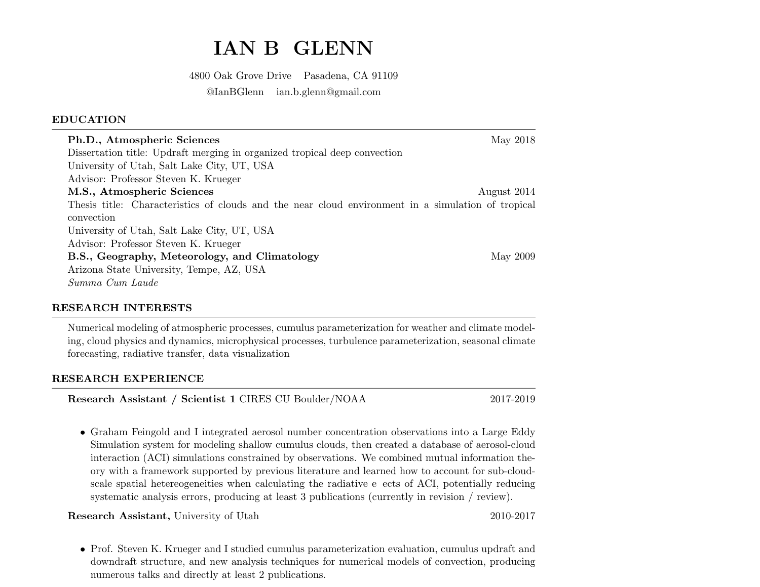# IAN B GLENN

4800 Oak Grove Drive    Pasadena, CA 91109

@IanBGlenn    ian.b.glenn@gmail.com

## EDUCATION

**Ph.D., Atmospheric Sciences** — May 2018
Dissertation title: Updraft merging in organized tropical deep convection
University of Utah, Salt Lake City, UT, USA
Advisor: Professor Steven K. Krueger

**M.S., Atmospheric Sciences** — August 2014
Thesis title: Characteristics of clouds and the near cloud environment in a simulation of tropical convection
University of Utah, Salt Lake City, UT, USA
Advisor: Professor Steven K. Krueger

**B.S., Geography, Meteorology, and Climatology** — May 2009
Arizona State University, Tempe, AZ, USA
*Summa Cum Laude*

## RESEARCH INTERESTS

Numerical modeling of atmospheric processes, cumulus parameterization for weather and climate modeling, cloud physics and dynamics, microphysical processes, turbulence parameterization, seasonal climate forecasting, radiative transfer, data visualization

## RESEARCH EXPERIENCE

**Research Assistant / Scientist 1** CIRES CU Boulder/NOAA — 2017-2019

- Graham Feingold and I integrated aerosol number concentration observations into a Large Eddy Simulation system for modeling shallow cumulus clouds, then created a database of aerosol-cloud interaction (ACI) simulations constrained by observations. We combined mutual information theory with a framework supported by previous literature and learned how to account for sub-cloud-scale spatial hetereogeneities when calculating the radiative e ects of ACI, potentially reducing systematic analysis errors, producing at least 3 publications (currently in revision / review).

**Research Assistant,** University of Utah — 2010-2017

- Prof. Steven K. Krueger and I studied cumulus parameterization evaluation, cumulus updraft and downdraft structure, and new analysis techniques for numerical models of convection, producing numerous talks and directly at least 2 publications.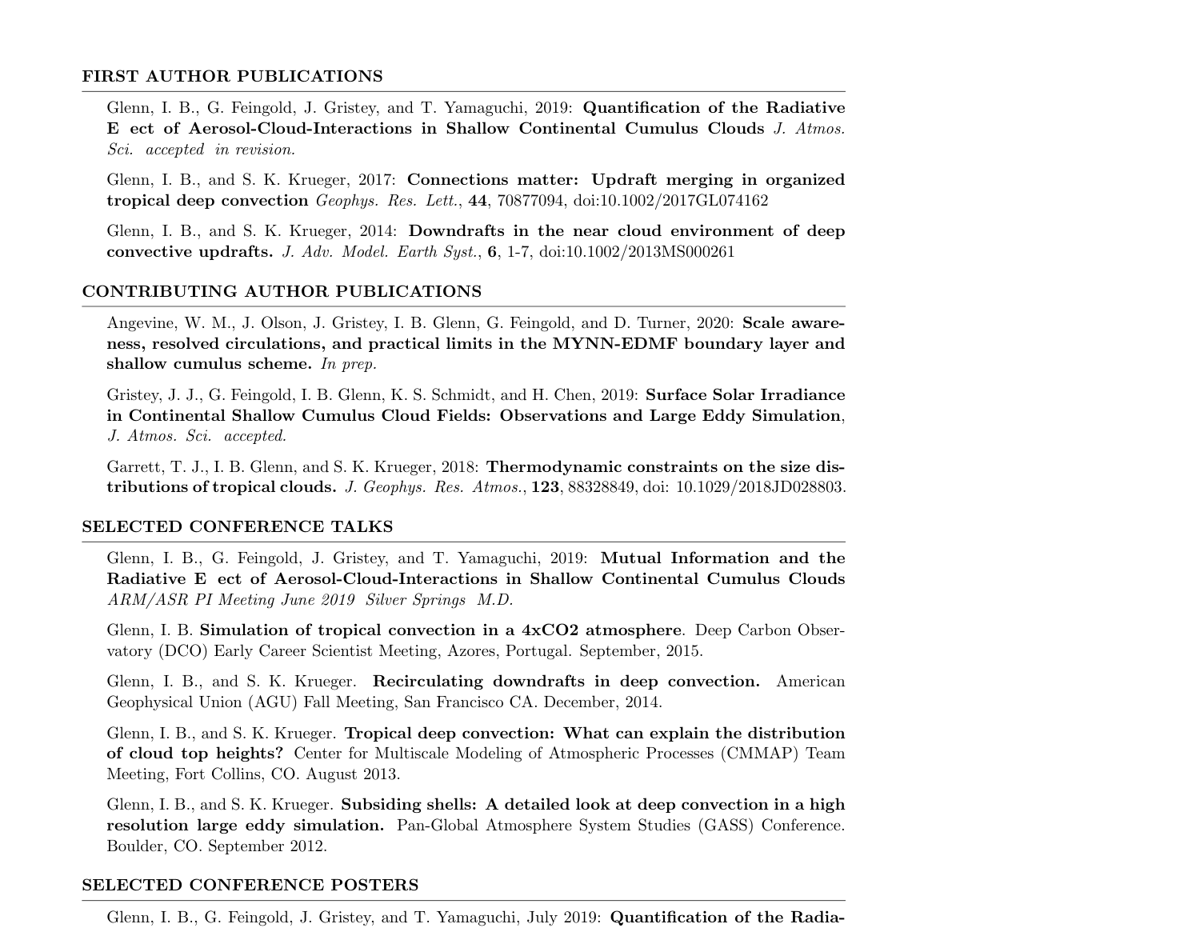## FIRST AUTHOR PUBLICATIONS

Glenn, I. B., G. Feingold, J. Gristey, and T. Yamaguchi, 2019: **Quantification of the Radiative E ect of Aerosol-Cloud-Interactions in Shallow Continental Cumulus Clouds** *J. Atmos. Sci. accepted in revision.*

Glenn, I. B., and S. K. Krueger, 2017: **Connections matter: Updraft merging in organized tropical deep convection** *Geophys. Res. Lett.*, **44**, 70877094, doi:10.1002/2017GL074162

Glenn, I. B., and S. K. Krueger, 2014: **Downdrafts in the near cloud environment of deep convective updrafts.** *J. Adv. Model. Earth Syst.*, **6**, 1-7, doi:10.1002/2013MS000261

## CONTRIBUTING AUTHOR PUBLICATIONS

Angevine, W. M., J. Olson, J. Gristey, I. B. Glenn, G. Feingold, and D. Turner, 2020: **Scale awareness, resolved circulations, and practical limits in the MYNN-EDMF boundary layer and shallow cumulus scheme.** *In prep.*

Gristey, J. J., G. Feingold, I. B. Glenn, K. S. Schmidt, and H. Chen, 2019: **Surface Solar Irradiance in Continental Shallow Cumulus Cloud Fields: Observations and Large Eddy Simulation**, *J. Atmos. Sci. accepted.*

Garrett, T. J., I. B. Glenn, and S. K. Krueger, 2018: **Thermodynamic constraints on the size distributions of tropical clouds.** *J. Geophys. Res. Atmos.*, **123**, 88328849, doi: 10.1029/2018JD028803.

## SELECTED CONFERENCE TALKS

Glenn, I. B., G. Feingold, J. Gristey, and T. Yamaguchi, 2019: **Mutual Information and the Radiative E ect of Aerosol-Cloud-Interactions in Shallow Continental Cumulus Clouds** *ARM/ASR PI Meeting June 2019 Silver Springs M.D.*

Glenn, I. B. **Simulation of tropical convection in a 4xCO2 atmosphere**. Deep Carbon Observatory (DCO) Early Career Scientist Meeting, Azores, Portugal. September, 2015.

Glenn, I. B., and S. K. Krueger. **Recirculating downdrafts in deep convection.** American Geophysical Union (AGU) Fall Meeting, San Francisco CA. December, 2014.

Glenn, I. B., and S. K. Krueger. **Tropical deep convection: What can explain the distribution of cloud top heights?** Center for Multiscale Modeling of Atmospheric Processes (CMMAP) Team Meeting, Fort Collins, CO. August 2013.

Glenn, I. B., and S. K. Krueger. **Subsiding shells: A detailed look at deep convection in a high resolution large eddy simulation.** Pan-Global Atmosphere System Studies (GASS) Conference. Boulder, CO. September 2012.

## SELECTED CONFERENCE POSTERS

Glenn, I. B., G. Feingold, J. Gristey, and T. Yamaguchi, July 2019: **Quantification of the Radia-**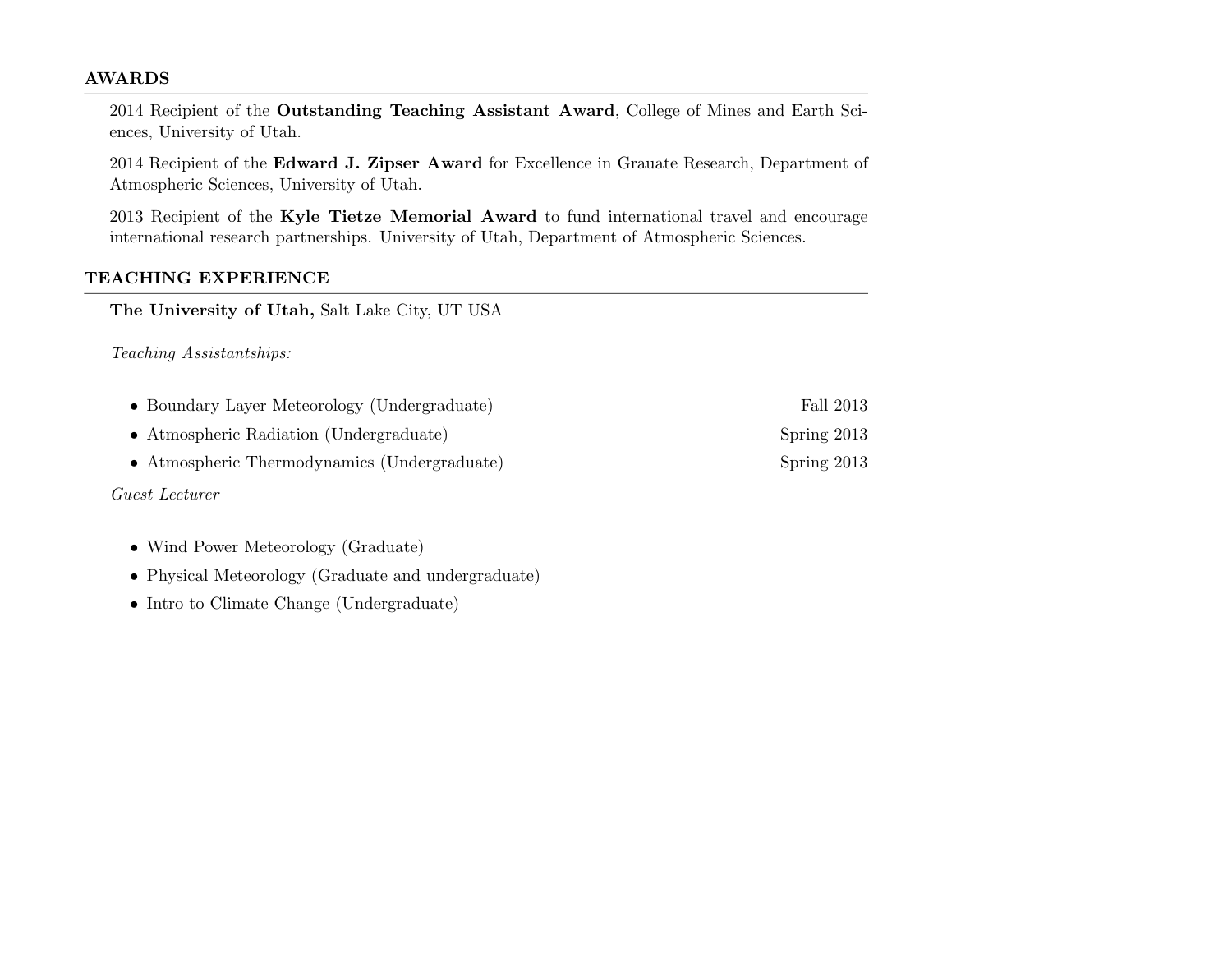## AWARDS

2014 Recipient of the **Outstanding Teaching Assistant Award**, College of Mines and Earth Sciences, University of Utah.

2014 Recipient of the **Edward J. Zipser Award** for Excellence in Grauate Research, Department of Atmospheric Sciences, University of Utah.

2013 Recipient of the **Kyle Tietze Memorial Award** to fund international travel and encourage international research partnerships. University of Utah, Department of Atmospheric Sciences.

## TEACHING EXPERIENCE

**The University of Utah,** Salt Lake City, UT USA

*Teaching Assistantships:*

- Boundary Layer Meteorology (Undergraduate) — Fall 2013
- Atmospheric Radiation (Undergraduate) — Spring 2013
- Atmospheric Thermodynamics (Undergraduate) — Spring 2013

*Guest Lecturer*

- Wind Power Meteorology (Graduate)
- Physical Meteorology (Graduate and undergraduate)
- Intro to Climate Change (Undergraduate)